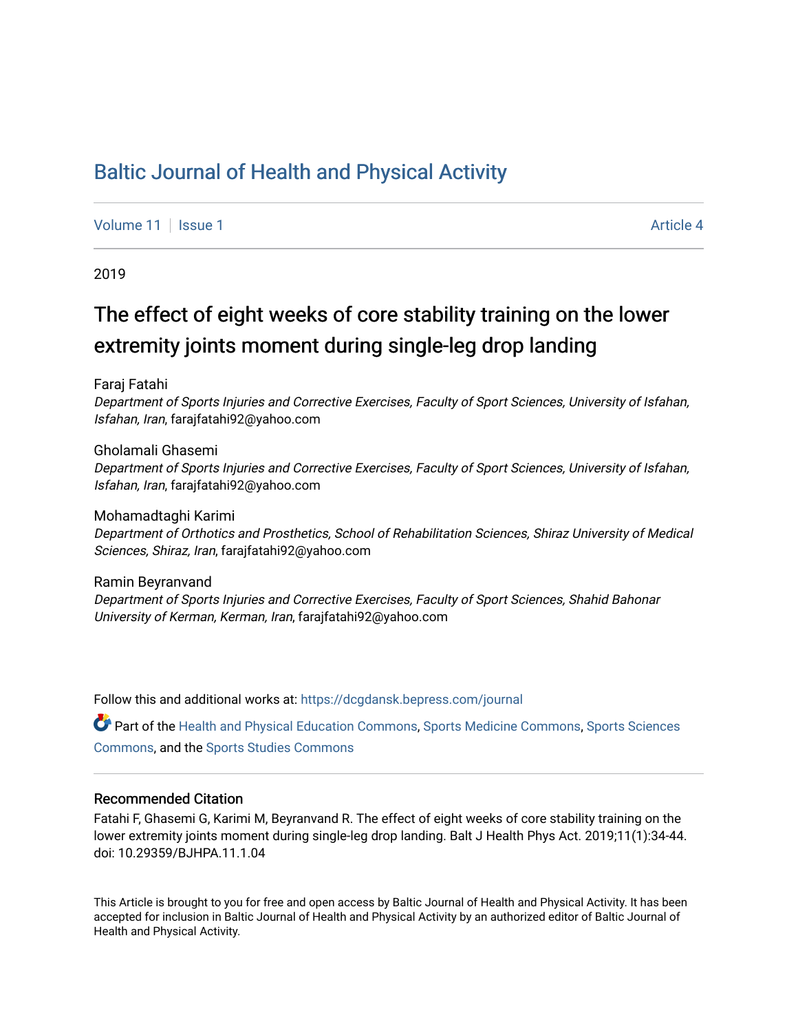# Baltic Journal of Health and Physical Activity

Volume 11 | Issue 1 | Article 4

2019

## The effect of eight weeks of core stability training on the lower extremity joints moment during single-leg drop landing

Faraj Fatahi
*Department of Sports Injuries and Corrective Exercises, Faculty of Sport Sciences, University of Isfahan, Isfahan, Iran*, farajfatahi92@yahoo.com

Gholamali Ghasemi
*Department of Sports Injuries and Corrective Exercises, Faculty of Sport Sciences, University of Isfahan, Isfahan, Iran*, farajfatahi92@yahoo.com

Mohamadtaghi Karimi
*Department of Orthotics and Prosthetics, School of Rehabilitation Sciences, Shiraz University of Medical Sciences, Shiraz, Iran*, farajfatahi92@yahoo.com

Ramin Beyranvand
*Department of Sports Injuries and Corrective Exercises, Faculty of Sport Sciences, Shahid Bahonar University of Kerman, Kerman, Iran*, farajfatahi92@yahoo.com

Follow this and additional works at: https://dcgdansk.bepress.com/journal

Part of the Health and Physical Education Commons, Sports Medicine Commons, Sports Sciences Commons, and the Sports Studies Commons

### Recommended Citation

Fatahi F, Ghasemi G, Karimi M, Beyranvand R. The effect of eight weeks of core stability training on the lower extremity joints moment during single-leg drop landing. Balt J Health Phys Act. 2019;11(1):34-44. doi: 10.29359/BJHPA.11.1.04

This Article is brought to you for free and open access by Baltic Journal of Health and Physical Activity. It has been accepted for inclusion in Baltic Journal of Health and Physical Activity by an authorized editor of Baltic Journal of Health and Physical Activity.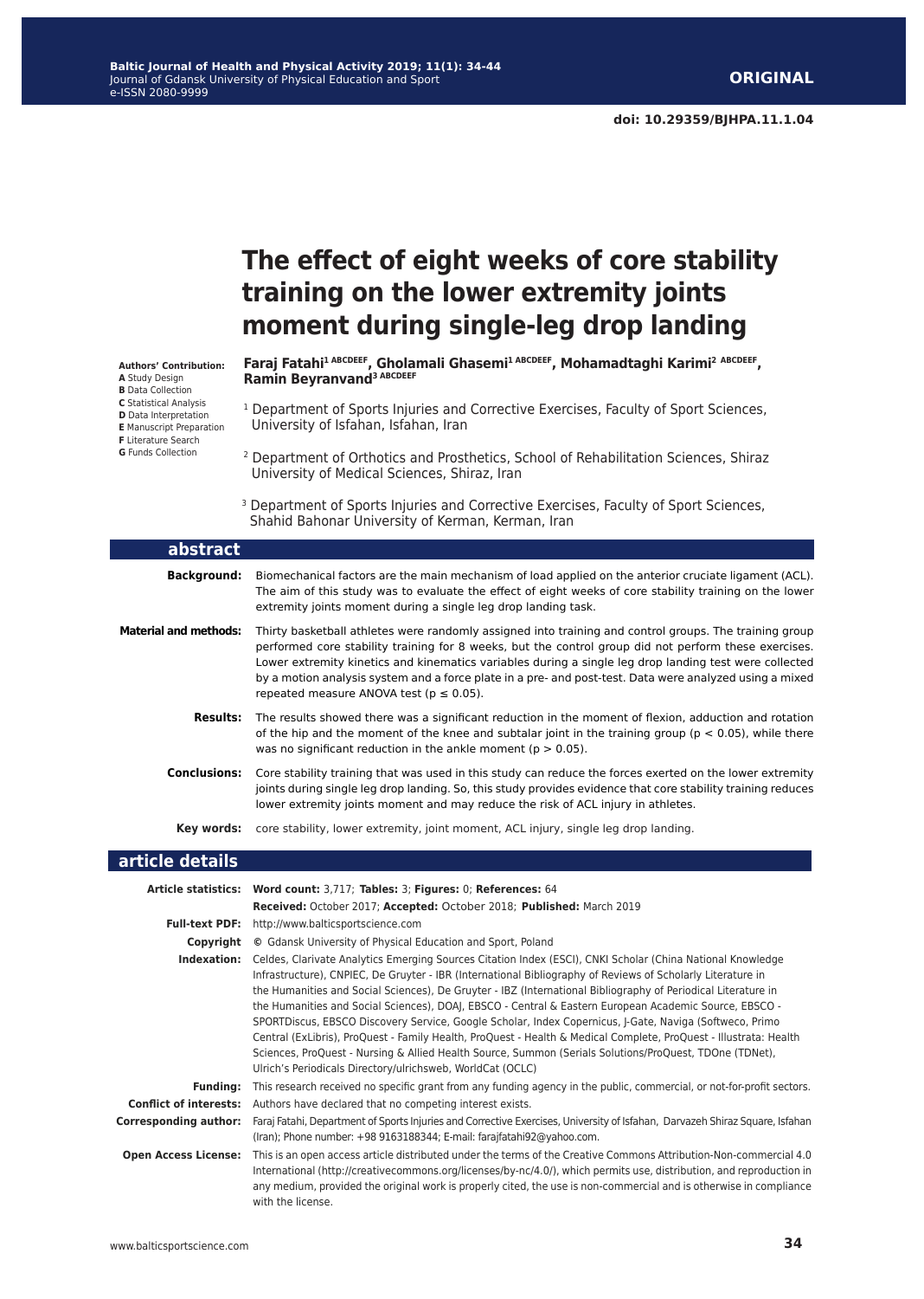**ORIGINAL**

doi: 10.29359/BJHPA.11.1.04

# The effect of eight weeks of core stability training on the lower extremity joints moment during single-leg drop landing

**Authors' Contribution:**
**A** Study Design
**B** Data Collection
**C** Statistical Analysis
**D** Data Interpretation
**E** Manuscript Preparation
**F** Literature Search
**G** Funds Collection

**Faraj Fatahi[1 ABCDEEF], Gholamali Ghasemi[1 ABCDEEF], Mohamadtaghi Karimi[2 ABCDEEF], Ramin Beyranvand[3 ABCDEEF]**

[1] Department of Sports Injuries and Corrective Exercises, Faculty of Sport Sciences, University of Isfahan, Isfahan, Iran

[2] Department of Orthotics and Prosthetics, School of Rehabilitation Sciences, Shiraz University of Medical Sciences, Shiraz, Iran

[3] Department of Sports Injuries and Corrective Exercises, Faculty of Sport Sciences, Shahid Bahonar University of Kerman, Kerman, Iran

## abstract

**Background:** Biomechanical factors are the main mechanism of load applied on the anterior cruciate ligament (ACL). The aim of this study was to evaluate the effect of eight weeks of core stability training on the lower extremity joints moment during a single leg drop landing task.

**Material and methods:** Thirty basketball athletes were randomly assigned into training and control groups. The training group performed core stability training for 8 weeks, but the control group did not perform these exercises. Lower extremity kinetics and kinematics variables during a single leg drop landing test were collected by a motion analysis system and a force plate in a pre- and post-test. Data were analyzed using a mixed repeated measure ANOVA test ($p \leq 0.05$).

**Results:** The results showed there was a significant reduction in the moment of flexion, adduction and rotation of the hip and the moment of the knee and subtalar joint in the training group ($p < 0.05$), while there was no significant reduction in the ankle moment ($p > 0.05$).

**Conclusions:** Core stability training that was used in this study can reduce the forces exerted on the lower extremity joints during single leg drop landing. So, this study provides evidence that core stability training reduces lower extremity joints moment and may reduce the risk of ACL injury in athletes.

**Key words:** core stability, lower extremity, joint moment, ACL injury, single leg drop landing.

## article details

**Article statistics:** **Word count:** 3,717; **Tables:** 3; **Figures:** 0; **References:** 64
**Received:** October 2017; **Accepted:** October 2018; **Published:** March 2019

**Full-text PDF:** http://www.balticsportscience.com

**Copyright** © Gdansk University of Physical Education and Sport, Poland

**Indexation:** Celdes, Clarivate Analytics Emerging Sources Citation Index (ESCI), CNKI Scholar (China National Knowledge Infrastructure), CNPIEC, De Gruyter - IBR (International Bibliography of Reviews of Scholarly Literature in the Humanities and Social Sciences), De Gruyter - IBZ (International Bibliography of Periodical Literature in the Humanities and Social Sciences), DOAJ, EBSCO - Central & Eastern European Academic Source, EBSCO - SPORTDiscus, EBSCO Discovery Service, Google Scholar, Index Copernicus, J-Gate, Naviga (Softweco, Primo Central (ExLibris), ProQuest - Family Health, ProQuest - Health & Medical Complete, ProQuest - Illustrata: Health Sciences, ProQuest - Nursing & Allied Health Source, Summon (Serials Solutions/ProQuest, TDOne (TDNet), Ulrich's Periodicals Directory/ulrichsweb, WorldCat (OCLC)

**Funding:** This research received no specific grant from any funding agency in the public, commercial, or not-for-profit sectors.

**Conflict of interests:** Authors have declared that no competing interest exists.

**Corresponding author:** Faraj Fatahi, Department of Sports Injuries and Corrective Exercises, University of Isfahan, Darvazeh Shiraz Square, Isfahan (Iran); Phone number: +98 9163188344; E-mail: farajfatahi92@yahoo.com.

**Open Access License:** This is an open access article distributed under the terms of the Creative Commons Attribution-Non-commercial 4.0 International (http://creativecommons.org/licenses/by-nc/4.0/), which permits use, distribution, and reproduction in any medium, provided the original work is properly cited, the use is non-commercial and is otherwise in compliance with the license.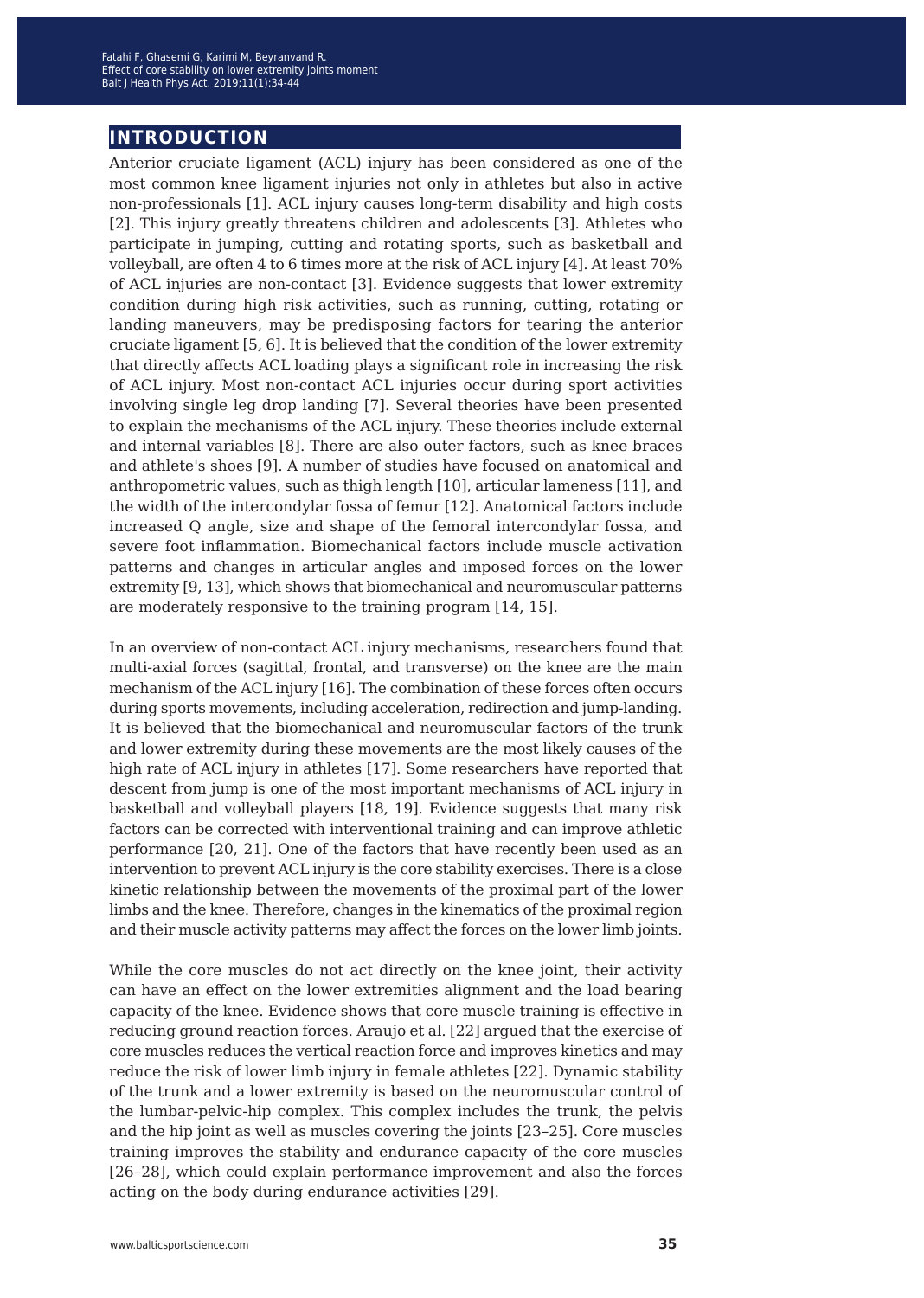## INTRODUCTION

Anterior cruciate ligament (ACL) injury has been considered as one of the most common knee ligament injuries not only in athletes but also in active non-professionals [1]. ACL injury causes long-term disability and high costs [2]. This injury greatly threatens children and adolescents [3]. Athletes who participate in jumping, cutting and rotating sports, such as basketball and volleyball, are often 4 to 6 times more at the risk of ACL injury [4]. At least 70% of ACL injuries are non-contact [3]. Evidence suggests that lower extremity condition during high risk activities, such as running, cutting, rotating or landing maneuvers, may be predisposing factors for tearing the anterior cruciate ligament [5, 6]. It is believed that the condition of the lower extremity that directly affects ACL loading plays a significant role in increasing the risk of ACL injury. Most non-contact ACL injuries occur during sport activities involving single leg drop landing [7]. Several theories have been presented to explain the mechanisms of the ACL injury. These theories include external and internal variables [8]. There are also outer factors, such as knee braces and athlete's shoes [9]. A number of studies have focused on anatomical and anthropometric values, such as thigh length [10], articular lameness [11], and the width of the intercondylar fossa of femur [12]. Anatomical factors include increased Q angle, size and shape of the femoral intercondylar fossa, and severe foot inflammation. Biomechanical factors include muscle activation patterns and changes in articular angles and imposed forces on the lower extremity [9, 13], which shows that biomechanical and neuromuscular patterns are moderately responsive to the training program [14, 15].

In an overview of non-contact ACL injury mechanisms, researchers found that multi-axial forces (sagittal, frontal, and transverse) on the knee are the main mechanism of the ACL injury [16]. The combination of these forces often occurs during sports movements, including acceleration, redirection and jump-landing. It is believed that the biomechanical and neuromuscular factors of the trunk and lower extremity during these movements are the most likely causes of the high rate of ACL injury in athletes [17]. Some researchers have reported that descent from jump is one of the most important mechanisms of ACL injury in basketball and volleyball players [18, 19]. Evidence suggests that many risk factors can be corrected with interventional training and can improve athletic performance [20, 21]. One of the factors that have recently been used as an intervention to prevent ACL injury is the core stability exercises. There is a close kinetic relationship between the movements of the proximal part of the lower limbs and the knee. Therefore, changes in the kinematics of the proximal region and their muscle activity patterns may affect the forces on the lower limb joints.

While the core muscles do not act directly on the knee joint, their activity can have an effect on the lower extremities alignment and the load bearing capacity of the knee. Evidence shows that core muscle training is effective in reducing ground reaction forces. Araujo et al. [22] argued that the exercise of core muscles reduces the vertical reaction force and improves kinetics and may reduce the risk of lower limb injury in female athletes [22]. Dynamic stability of the trunk and a lower extremity is based on the neuromuscular control of the lumbar-pelvic-hip complex. This complex includes the trunk, the pelvis and the hip joint as well as muscles covering the joints [23–25]. Core muscles training improves the stability and endurance capacity of the core muscles [26–28], which could explain performance improvement and also the forces acting on the body during endurance activities [29].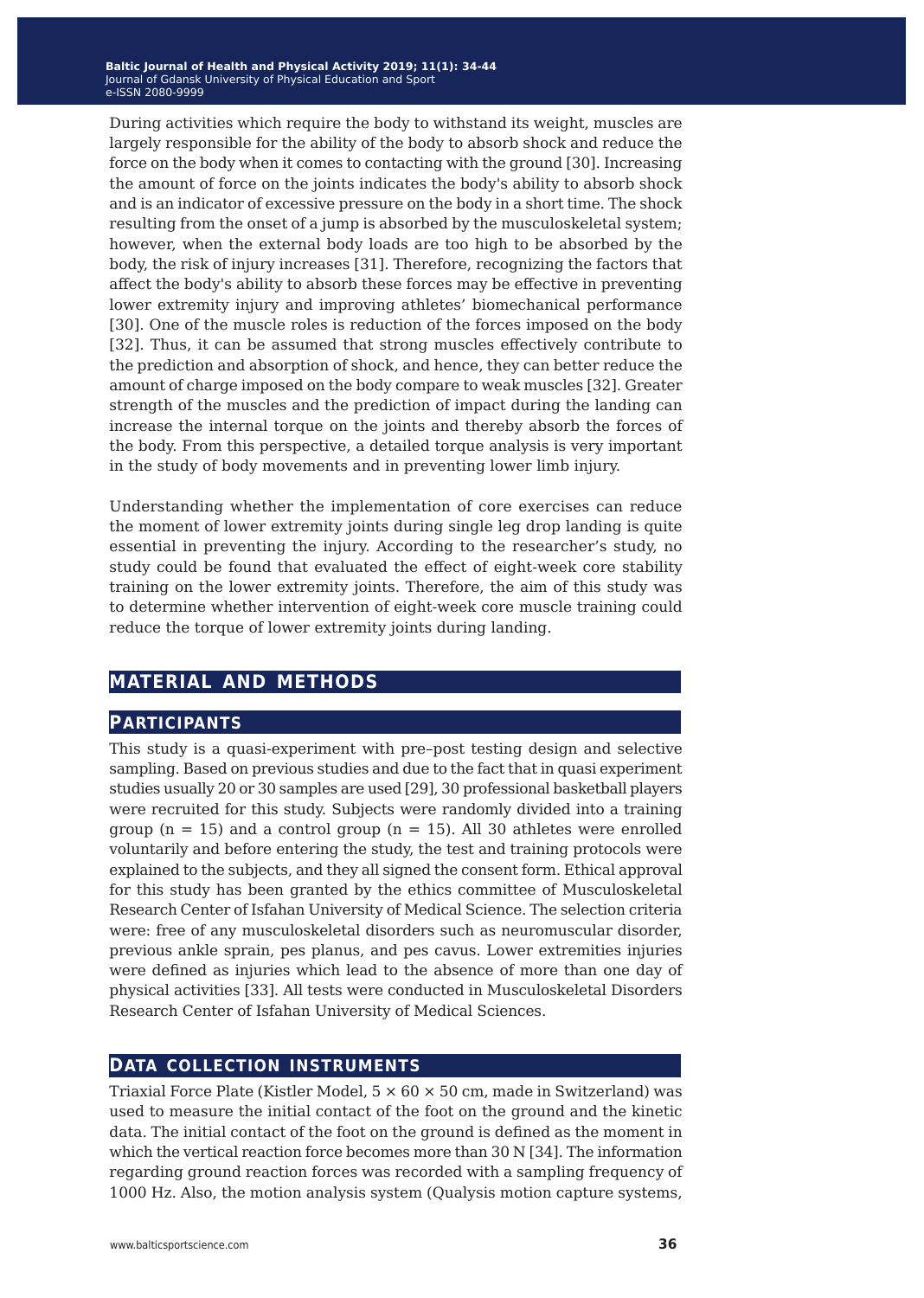During activities which require the body to withstand its weight, muscles are largely responsible for the ability of the body to absorb shock and reduce the force on the body when it comes to contacting with the ground [30]. Increasing the amount of force on the joints indicates the body's ability to absorb shock and is an indicator of excessive pressure on the body in a short time. The shock resulting from the onset of a jump is absorbed by the musculoskeletal system; however, when the external body loads are too high to be absorbed by the body, the risk of injury increases [31]. Therefore, recognizing the factors that affect the body's ability to absorb these forces may be effective in preventing lower extremity injury and improving athletes' biomechanical performance [30]. One of the muscle roles is reduction of the forces imposed on the body [32]. Thus, it can be assumed that strong muscles effectively contribute to the prediction and absorption of shock, and hence, they can better reduce the amount of charge imposed on the body compare to weak muscles [32]. Greater strength of the muscles and the prediction of impact during the landing can increase the internal torque on the joints and thereby absorb the forces of the body. From this perspective, a detailed torque analysis is very important in the study of body movements and in preventing lower limb injury.

Understanding whether the implementation of core exercises can reduce the moment of lower extremity joints during single leg drop landing is quite essential in preventing the injury. According to the researcher's study, no study could be found that evaluated the effect of eight-week core stability training on the lower extremity joints. Therefore, the aim of this study was to determine whether intervention of eight-week core muscle training could reduce the torque of lower extremity joints during landing.

## MATERIAL AND METHODS

### Participants

This study is a quasi-experiment with pre–post testing design and selective sampling. Based on previous studies and due to the fact that in quasi experiment studies usually 20 or 30 samples are used [29], 30 professional basketball players were recruited for this study. Subjects were randomly divided into a training group (n = 15) and a control group (n = 15). All 30 athletes were enrolled voluntarily and before entering the study, the test and training protocols were explained to the subjects, and they all signed the consent form. Ethical approval for this study has been granted by the ethics committee of Musculoskeletal Research Center of Isfahan University of Medical Science. The selection criteria were: free of any musculoskeletal disorders such as neuromuscular disorder, previous ankle sprain, pes planus, and pes cavus. Lower extremities injuries were defined as injuries which lead to the absence of more than one day of physical activities [33]. All tests were conducted in Musculoskeletal Disorders Research Center of Isfahan University of Medical Sciences.

### Data collection instruments

Triaxial Force Plate (Kistler Model, 5 × 60 × 50 cm, made in Switzerland) was used to measure the initial contact of the foot on the ground and the kinetic data. The initial contact of the foot on the ground is defined as the moment in which the vertical reaction force becomes more than 30 N [34]. The information regarding ground reaction forces was recorded with a sampling frequency of 1000 Hz. Also, the motion analysis system (Qualysis motion capture systems,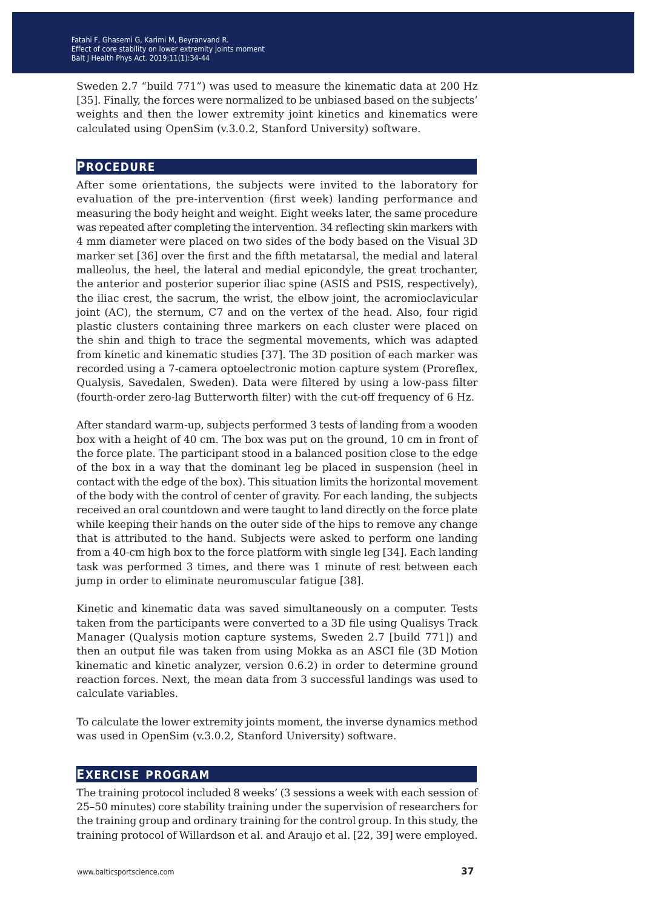Sweden 2.7 “build 771”) was used to measure the kinematic data at 200 Hz [35]. Finally, the forces were normalized to be unbiased based on the subjects' weights and then the lower extremity joint kinetics and kinematics were calculated using OpenSim (v.3.0.2, Stanford University) software.

## Procedure

After some orientations, the subjects were invited to the laboratory for evaluation of the pre-intervention (first week) landing performance and measuring the body height and weight. Eight weeks later, the same procedure was repeated after completing the intervention. 34 reflecting skin markers with 4 mm diameter were placed on two sides of the body based on the Visual 3D marker set [36] over the first and the fifth metatarsal, the medial and lateral malleolus, the heel, the lateral and medial epicondyle, the great trochanter, the anterior and posterior superior iliac spine (ASIS and PSIS, respectively), the iliac crest, the sacrum, the wrist, the elbow joint, the acromioclavicular joint (AC), the sternum, C7 and on the vertex of the head. Also, four rigid plastic clusters containing three markers on each cluster were placed on the shin and thigh to trace the segmental movements, which was adapted from kinetic and kinematic studies [37]. The 3D position of each marker was recorded using a 7-camera optoelectronic motion capture system (Proreflex, Qualysis, Savedalen, Sweden). Data were filtered by using a low-pass filter (fourth-order zero-lag Butterworth filter) with the cut-off frequency of 6 Hz.

After standard warm-up, subjects performed 3 tests of landing from a wooden box with a height of 40 cm. The box was put on the ground, 10 cm in front of the force plate. The participant stood in a balanced position close to the edge of the box in a way that the dominant leg be placed in suspension (heel in contact with the edge of the box). This situation limits the horizontal movement of the body with the control of center of gravity. For each landing, the subjects received an oral countdown and were taught to land directly on the force plate while keeping their hands on the outer side of the hips to remove any change that is attributed to the hand. Subjects were asked to perform one landing from a 40-cm high box to the force platform with single leg [34]. Each landing task was performed 3 times, and there was 1 minute of rest between each jump in order to eliminate neuromuscular fatigue [38].

Kinetic and kinematic data was saved simultaneously on a computer. Tests taken from the participants were converted to a 3D file using Qualisys Track Manager (Qualysis motion capture systems, Sweden 2.7 [build 771]) and then an output file was taken from using Mokka as an ASCI file (3D Motion kinematic and kinetic analyzer, version 0.6.2) in order to determine ground reaction forces. Next, the mean data from 3 successful landings was used to calculate variables.

To calculate the lower extremity joints moment, the inverse dynamics method was used in OpenSim (v.3.0.2, Stanford University) software.

## Exercise program

The training protocol included 8 weeks' (3 sessions a week with each session of 25–50 minutes) core stability training under the supervision of researchers for the training group and ordinary training for the control group. In this study, the training protocol of Willardson et al. and Araujo et al. [22, 39] were employed.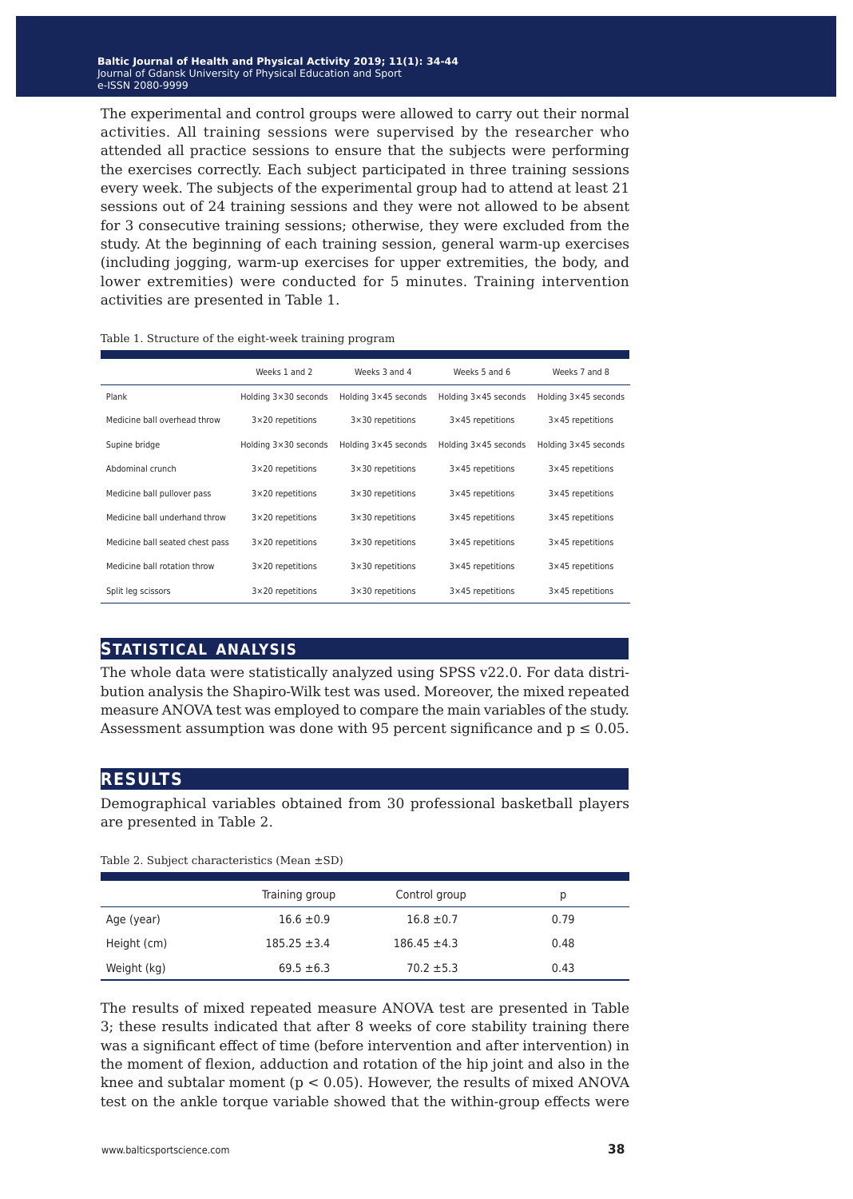The experimental and control groups were allowed to carry out their normal activities. All training sessions were supervised by the researcher who attended all practice sessions to ensure that the subjects were performing the exercises correctly. Each subject participated in three training sessions every week. The subjects of the experimental group had to attend at least 21 sessions out of 24 training sessions and they were not allowed to be absent for 3 consecutive training sessions; otherwise, they were excluded from the study. At the beginning of each training session, general warm-up exercises (including jogging, warm-up exercises for upper extremities, the body, and lower extremities) were conducted for 5 minutes. Training intervention activities are presented in Table 1.

Table 1. Structure of the eight-week training program

| | Weeks 1 and 2 | Weeks 3 and 4 | Weeks 5 and 6 | Weeks 7 and 8 |
|---|---|---|---|---|
| Plank | Holding 3×30 seconds | Holding 3×45 seconds | Holding 3×45 seconds | Holding 3×45 seconds |
| Medicine ball overhead throw | 3×20 repetitions | 3×30 repetitions | 3×45 repetitions | 3×45 repetitions |
| Supine bridge | Holding 3×30 seconds | Holding 3×45 seconds | Holding 3×45 seconds | Holding 3×45 seconds |
| Abdominal crunch | 3×20 repetitions | 3×30 repetitions | 3×45 repetitions | 3×45 repetitions |
| Medicine ball pullover pass | 3×20 repetitions | 3×30 repetitions | 3×45 repetitions | 3×45 repetitions |
| Medicine ball underhand throw | 3×20 repetitions | 3×30 repetitions | 3×45 repetitions | 3×45 repetitions |
| Medicine ball seated chest pass | 3×20 repetitions | 3×30 repetitions | 3×45 repetitions | 3×45 repetitions |
| Medicine ball rotation throw | 3×20 repetitions | 3×30 repetitions | 3×45 repetitions | 3×45 repetitions |
| Split leg scissors | 3×20 repetitions | 3×30 repetitions | 3×45 repetitions | 3×45 repetitions |

## STATISTICAL ANALYSIS

The whole data were statistically analyzed using SPSS v22.0. For data distribution analysis the Shapiro-Wilk test was used. Moreover, the mixed repeated measure ANOVA test was employed to compare the main variables of the study. Assessment assumption was done with 95 percent significance and $p \leq 0.05$.

## RESULTS

Demographical variables obtained from 30 professional basketball players are presented in Table 2.

Table 2. Subject characteristics (Mean ±SD)

| | Training group | Control group | p |
|---|---|---|---|
| Age (year) | 16.6 ±0.9 | 16.8 ±0.7 | 0.79 |
| Height (cm) | 185.25 ±3.4 | 186.45 ±4.3 | 0.48 |
| Weight (kg) | 69.5 ±6.3 | 70.2 ±5.3 | 0.43 |

The results of mixed repeated measure ANOVA test are presented in Table 3; these results indicated that after 8 weeks of core stability training there was a significant effect of time (before intervention and after intervention) in the moment of flexion, adduction and rotation of the hip joint and also in the knee and subtalar moment ($p < 0.05$). However, the results of mixed ANOVA test on the ankle torque variable showed that the within-group effects were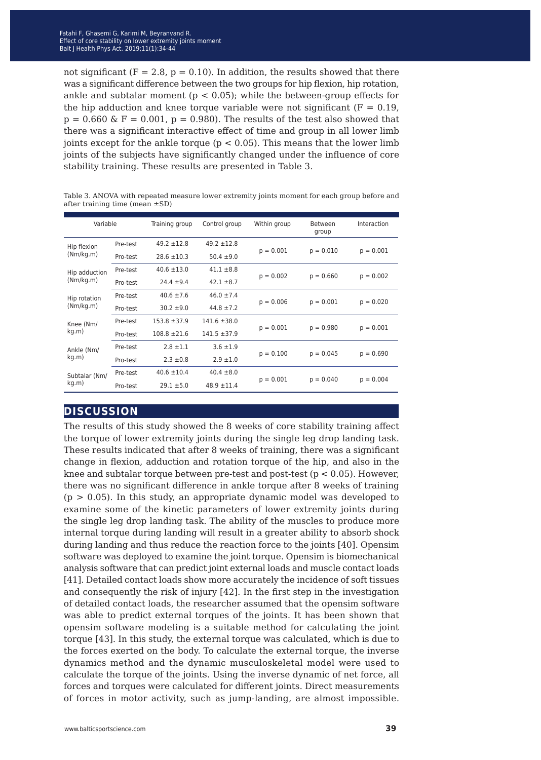not significant ($F = 2.8$, $p = 0.10$). In addition, the results showed that there was a significant difference between the two groups for hip flexion, hip rotation, ankle and subtalar moment ($p < 0.05$); while the between-group effects for the hip adduction and knee torque variable were not significant ($F = 0.19$, $p = 0.660$ & $F = 0.001$, $p = 0.980$). The results of the test also showed that there was a significant interactive effect of time and group in all lower limb joints except for the ankle torque ($p < 0.05$). This means that the lower limb joints of the subjects have significantly changed under the influence of core stability training. These results are presented in Table 3.

Table 3. ANOVA with repeated measure lower extremity joints moment for each group before and after training time (mean ±SD)

| Variable | | Training group | Control group | Within group | Between group | Interaction |
|---|---|---|---|---|---|---|
| Hip flexion (Nm/kg.m) | Pre-test | 49.2 ±12.8 | 49.2 ±12.8 | p = 0.001 | p = 0.010 | p = 0.001 |
| | Pro-test | 28.6 ±10.3 | 50.4 ±9.0 | | | |
| Hip adduction (Nm/kg.m) | Pre-test | 40.6 ±13.0 | 41.1 ±8.8 | p = 0.002 | p = 0.660 | p = 0.002 |
| | Pro-test | 24.4 ±9.4 | 42.1 ±8.7 | | | |
| Hip rotation (Nm/kg.m) | Pre-test | 40.6 ±7.6 | 46.0 ±7.4 | p = 0.006 | p = 0.001 | p = 0.020 |
| | Pro-test | 30.2 ±9.0 | 44.8 ±7.2 | | | |
| Knee (Nm/kg.m) | Pre-test | 153.8 ±37.9 | 141.6 ±38.0 | p = 0.001 | p = 0.980 | p = 0.001 |
| | Pro-test | 108.8 ±21.6 | 141.5 ±37.9 | | | |
| Ankle (Nm/kg.m) | Pre-test | 2.8 ±1.1 | 3.6 ±1.9 | p = 0.100 | p = 0.045 | p = 0.690 |
| | Pro-test | 2.3 ±0.8 | 2.9 ±1.0 | | | |
| Subtalar (Nm/kg.m) | Pre-test | 40.6 ±10.4 | 40.4 ±8.0 | p = 0.001 | p = 0.040 | p = 0.004 |
| | Pro-test | 29.1 ±5.0 | 48.9 ±11.4 | | | |

## DISCUSSION

The results of this study showed the 8 weeks of core stability training affect the torque of lower extremity joints during the single leg drop landing task. These results indicated that after 8 weeks of training, there was a significant change in flexion, adduction and rotation torque of the hip, and also in the knee and subtalar torque between pre-test and post-test ($p < 0.05$). However, there was no significant difference in ankle torque after 8 weeks of training ($p > 0.05$). In this study, an appropriate dynamic model was developed to examine some of the kinetic parameters of lower extremity joints during the single leg drop landing task. The ability of the muscles to produce more internal torque during landing will result in a greater ability to absorb shock during landing and thus reduce the reaction force to the joints [40]. Opensim software was deployed to examine the joint torque. Opensim is biomechanical analysis software that can predict joint external loads and muscle contact loads [41]. Detailed contact loads show more accurately the incidence of soft tissues and consequently the risk of injury [42]. In the first step in the investigation of detailed contact loads, the researcher assumed that the opensim software was able to predict external torques of the joints. It has been shown that opensim software modeling is a suitable method for calculating the joint torque [43]. In this study, the external torque was calculated, which is due to the forces exerted on the body. To calculate the external torque, the inverse dynamics method and the dynamic musculoskeletal model were used to calculate the torque of the joints. Using the inverse dynamic of net force, all forces and torques were calculated for different joints. Direct measurements of forces in motor activity, such as jump-landing, are almost impossible.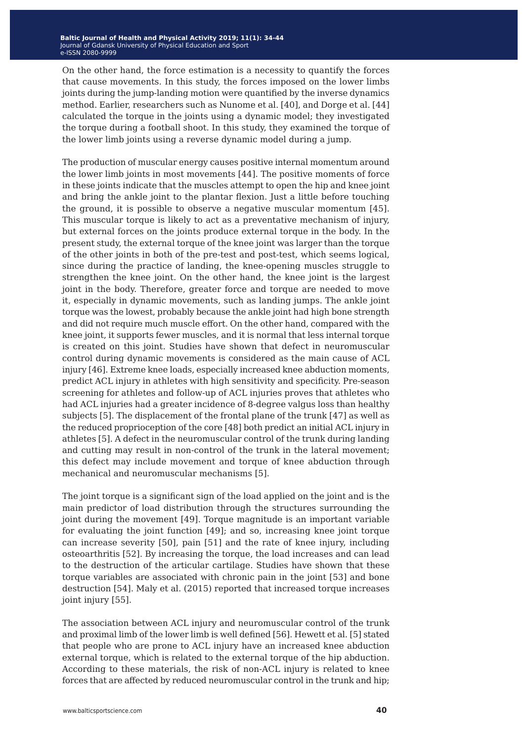On the other hand, the force estimation is a necessity to quantify the forces that cause movements. In this study, the forces imposed on the lower limbs joints during the jump-landing motion were quantified by the inverse dynamics method. Earlier, researchers such as Nunome et al. [40], and Dorge et al. [44] calculated the torque in the joints using a dynamic model; they investigated the torque during a football shoot. In this study, they examined the torque of the lower limb joints using a reverse dynamic model during a jump.

The production of muscular energy causes positive internal momentum around the lower limb joints in most movements [44]. The positive moments of force in these joints indicate that the muscles attempt to open the hip and knee joint and bring the ankle joint to the plantar flexion. Just a little before touching the ground, it is possible to observe a negative muscular momentum [45]. This muscular torque is likely to act as a preventative mechanism of injury, but external forces on the joints produce external torque in the body. In the present study, the external torque of the knee joint was larger than the torque of the other joints in both of the pre-test and post-test, which seems logical, since during the practice of landing, the knee-opening muscles struggle to strengthen the knee joint. On the other hand, the knee joint is the largest joint in the body. Therefore, greater force and torque are needed to move it, especially in dynamic movements, such as landing jumps. The ankle joint torque was the lowest, probably because the ankle joint had high bone strength and did not require much muscle effort. On the other hand, compared with the knee joint, it supports fewer muscles, and it is normal that less internal torque is created on this joint. Studies have shown that defect in neuromuscular control during dynamic movements is considered as the main cause of ACL injury [46]. Extreme knee loads, especially increased knee abduction moments, predict ACL injury in athletes with high sensitivity and specificity. Pre-season screening for athletes and follow-up of ACL injuries proves that athletes who had ACL injuries had a greater incidence of 8-degree valgus loss than healthy subjects [5]. The displacement of the frontal plane of the trunk [47] as well as the reduced proprioception of the core [48] both predict an initial ACL injury in athletes [5]. A defect in the neuromuscular control of the trunk during landing and cutting may result in non-control of the trunk in the lateral movement; this defect may include movement and torque of knee abduction through mechanical and neuromuscular mechanisms [5].

The joint torque is a significant sign of the load applied on the joint and is the main predictor of load distribution through the structures surrounding the joint during the movement [49]. Torque magnitude is an important variable for evaluating the joint function [49]; and so, increasing knee joint torque can increase severity [50], pain [51] and the rate of knee injury, including osteoarthritis [52]. By increasing the torque, the load increases and can lead to the destruction of the articular cartilage. Studies have shown that these torque variables are associated with chronic pain in the joint [53] and bone destruction [54]. Maly et al. (2015) reported that increased torque increases joint injury [55].

The association between ACL injury and neuromuscular control of the trunk and proximal limb of the lower limb is well defined [56]. Hewett et al. [5] stated that people who are prone to ACL injury have an increased knee abduction external torque, which is related to the external torque of the hip abduction. According to these materials, the risk of non-ACL injury is related to knee forces that are affected by reduced neuromuscular control in the trunk and hip;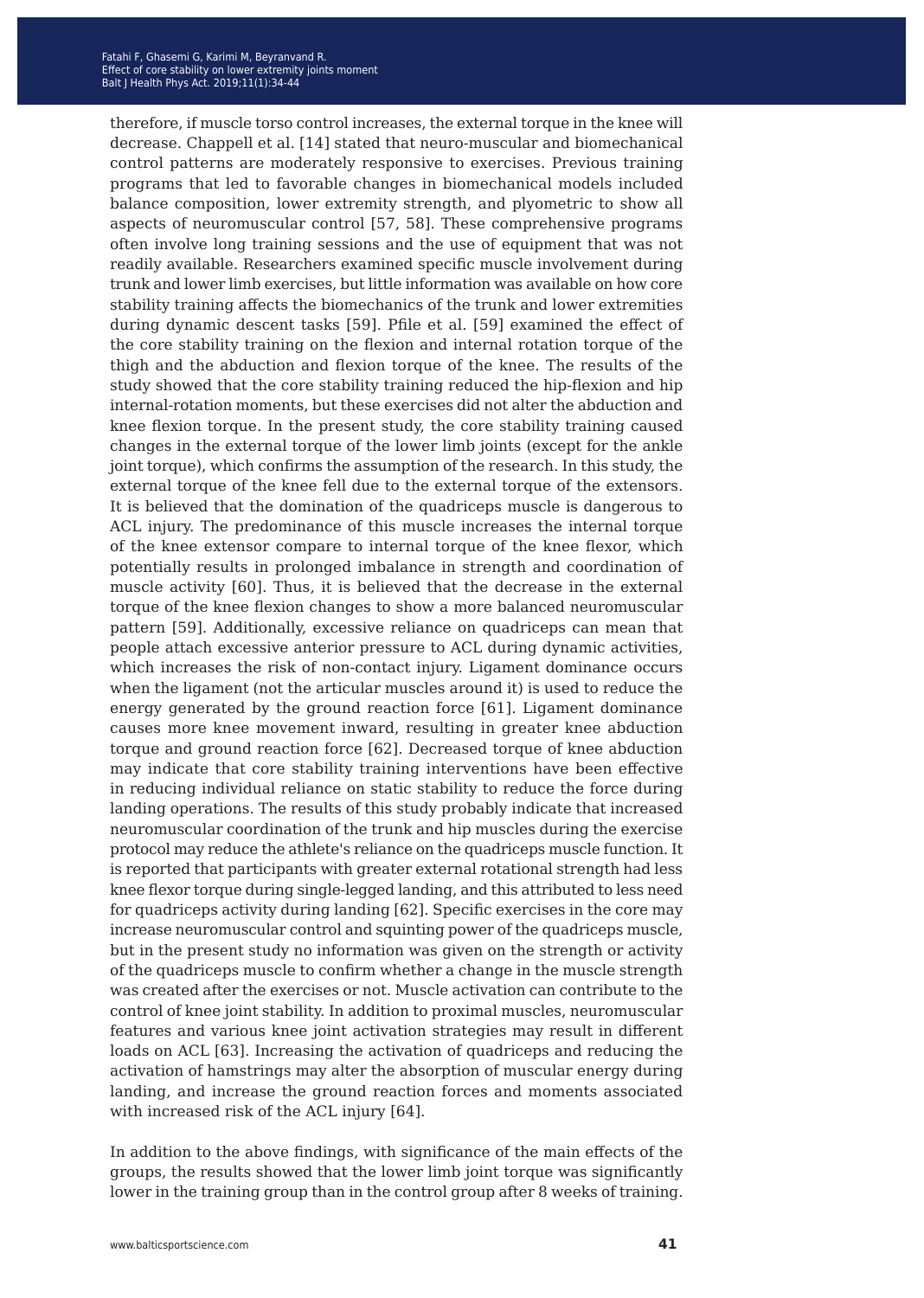therefore, if muscle torso control increases, the external torque in the knee will decrease. Chappell et al. [14] stated that neuro-muscular and biomechanical control patterns are moderately responsive to exercises. Previous training programs that led to favorable changes in biomechanical models included balance composition, lower extremity strength, and plyometric to show all aspects of neuromuscular control [57, 58]. These comprehensive programs often involve long training sessions and the use of equipment that was not readily available. Researchers examined specific muscle involvement during trunk and lower limb exercises, but little information was available on how core stability training affects the biomechanics of the trunk and lower extremities during dynamic descent tasks [59]. Pfile et al. [59] examined the effect of the core stability training on the flexion and internal rotation torque of the thigh and the abduction and flexion torque of the knee. The results of the study showed that the core stability training reduced the hip-flexion and hip internal-rotation moments, but these exercises did not alter the abduction and knee flexion torque. In the present study, the core stability training caused changes in the external torque of the lower limb joints (except for the ankle joint torque), which confirms the assumption of the research. In this study, the external torque of the knee fell due to the external torque of the extensors. It is believed that the domination of the quadriceps muscle is dangerous to ACL injury. The predominance of this muscle increases the internal torque of the knee extensor compare to internal torque of the knee flexor, which potentially results in prolonged imbalance in strength and coordination of muscle activity [60]. Thus, it is believed that the decrease in the external torque of the knee flexion changes to show a more balanced neuromuscular pattern [59]. Additionally, excessive reliance on quadriceps can mean that people attach excessive anterior pressure to ACL during dynamic activities, which increases the risk of non-contact injury. Ligament dominance occurs when the ligament (not the articular muscles around it) is used to reduce the energy generated by the ground reaction force [61]. Ligament dominance causes more knee movement inward, resulting in greater knee abduction torque and ground reaction force [62]. Decreased torque of knee abduction may indicate that core stability training interventions have been effective in reducing individual reliance on static stability to reduce the force during landing operations. The results of this study probably indicate that increased neuromuscular coordination of the trunk and hip muscles during the exercise protocol may reduce the athlete's reliance on the quadriceps muscle function. It is reported that participants with greater external rotational strength had less knee flexor torque during single-legged landing, and this attributed to less need for quadriceps activity during landing [62]. Specific exercises in the core may increase neuromuscular control and squinting power of the quadriceps muscle, but in the present study no information was given on the strength or activity of the quadriceps muscle to confirm whether a change in the muscle strength was created after the exercises or not. Muscle activation can contribute to the control of knee joint stability. In addition to proximal muscles, neuromuscular features and various knee joint activation strategies may result in different loads on ACL [63]. Increasing the activation of quadriceps and reducing the activation of hamstrings may alter the absorption of muscular energy during landing, and increase the ground reaction forces and moments associated with increased risk of the ACL injury [64].

In addition to the above findings, with significance of the main effects of the groups, the results showed that the lower limb joint torque was significantly lower in the training group than in the control group after 8 weeks of training.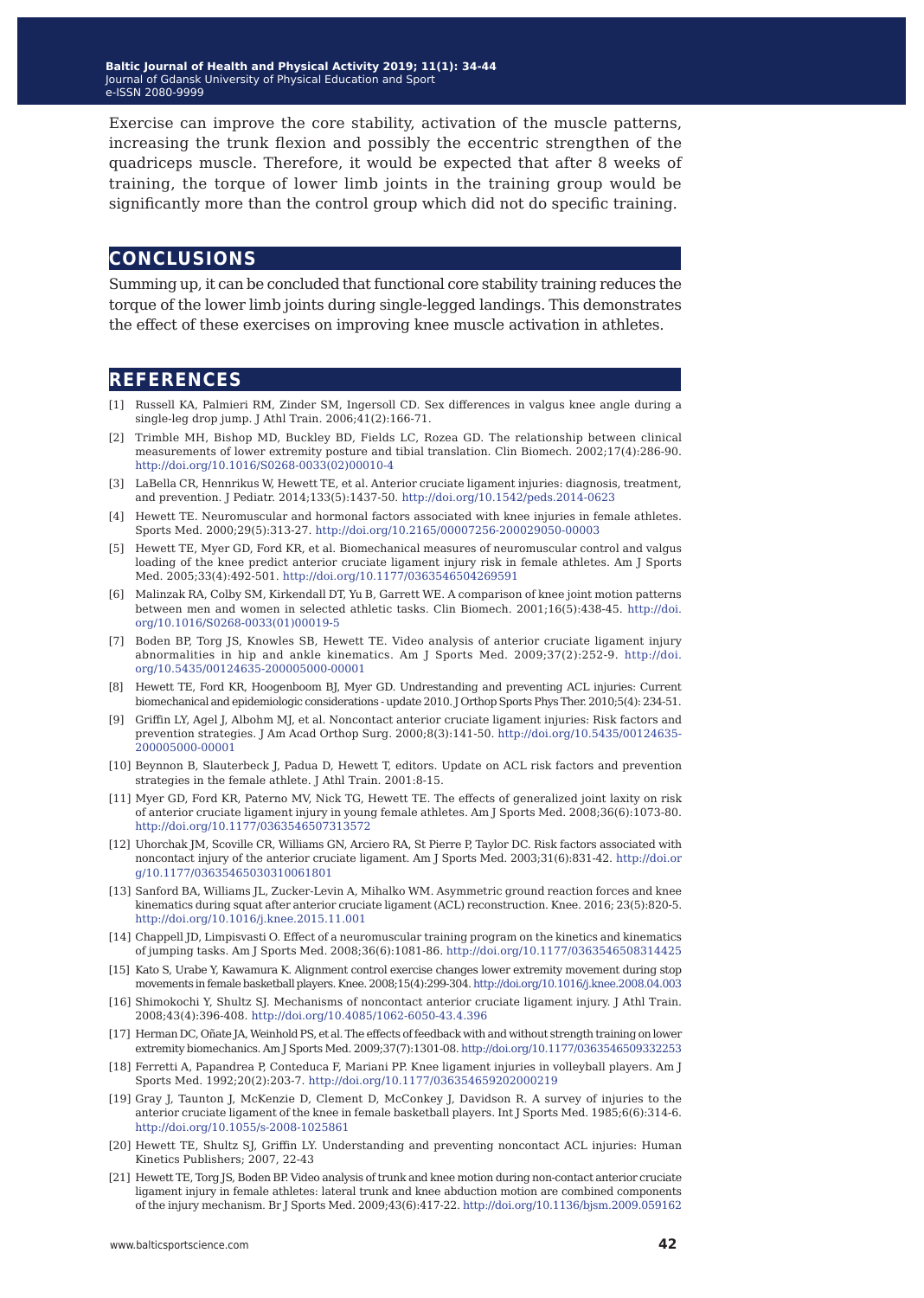Exercise can improve the core stability, activation of the muscle patterns, increasing the trunk flexion and possibly the eccentric strengthen of the quadriceps muscle. Therefore, it would be expected that after 8 weeks of training, the torque of lower limb joints in the training group would be significantly more than the control group which did not do specific training.

## CONCLUSIONS

Summing up, it can be concluded that functional core stability training reduces the torque of the lower limb joints during single-legged landings. This demonstrates the effect of these exercises on improving knee muscle activation in athletes.

## REFERENCES

[1] Russell KA, Palmieri RM, Zinder SM, Ingersoll CD. Sex differences in valgus knee angle during a single-leg drop jump. J Athl Train. 2006;41(2):166-71.

[2] Trimble MH, Bishop MD, Buckley BD, Fields LC, Rozea GD. The relationship between clinical measurements of lower extremity posture and tibial translation. Clin Biomech. 2002;17(4):286-90. http://doi.org/10.1016/S0268-0033(02)00010-4

[3] LaBella CR, Hennrikus W, Hewett TE, et al. Anterior cruciate ligament injuries: diagnosis, treatment, and prevention. J Pediatr. 2014;133(5):1437-50. http://doi.org/10.1542/peds.2014-0623

[4] Hewett TE. Neuromuscular and hormonal factors associated with knee injuries in female athletes. Sports Med. 2000;29(5):313-27. http://doi.org/10.2165/00007256-200029050-00003

[5] Hewett TE, Myer GD, Ford KR, et al. Biomechanical measures of neuromuscular control and valgus loading of the knee predict anterior cruciate ligament injury risk in female athletes. Am J Sports Med. 2005;33(4):492-501. http://doi.org/10.1177/0363546504269591

[6] Malinzak RA, Colby SM, Kirkendall DT, Yu B, Garrett WE. A comparison of knee joint motion patterns between men and women in selected athletic tasks. Clin Biomech. 2001;16(5):438-45. http://doi.org/10.1016/S0268-0033(01)00019-5

[7] Boden BP, Torg JS, Knowles SB, Hewett TE. Video analysis of anterior cruciate ligament injury abnormalities in hip and ankle kinematics. Am J Sports Med. 2009;37(2):252-9. http://doi.org/10.5435/00124635-200005000-00001

[8] Hewett TE, Ford KR, Hoogenboom BJ, Myer GD. Undrestanding and preventing ACL injuries: Current biomechanical and epidemiologic considerations - update 2010. J Orthop Sports Phys Ther. 2010;5(4): 234-51.

[9] Griffin LY, Agel J, Albohm MJ, et al. Noncontact anterior cruciate ligament injuries: Risk factors and prevention strategies. J Am Acad Orthop Surg. 2000;8(3):141-50. http://doi.org/10.5435/00124635-200005000-00001

[10] Beynnon B, Slauterbeck J, Padua D, Hewett T, editors. Update on ACL risk factors and prevention strategies in the female athlete. J Athl Train. 2001:8-15.

[11] Myer GD, Ford KR, Paterno MV, Nick TG, Hewett TE. The effects of generalized joint laxity on risk of anterior cruciate ligament injury in young female athletes. Am J Sports Med. 2008;36(6):1073-80. http://doi.org/10.1177/0363546507313572

[12] Uhorchak JM, Scoville CR, Williams GN, Arciero RA, St Pierre P, Taylor DC. Risk factors associated with noncontact injury of the anterior cruciate ligament. Am J Sports Med. 2003;31(6):831-42. http://doi.org/10.1177/03635465030310061801

[13] Sanford BA, Williams JL, Zucker-Levin A, Mihalko WM. Asymmetric ground reaction forces and knee kinematics during squat after anterior cruciate ligament (ACL) reconstruction. Knee. 2016; 23(5):820-5. http://doi.org/10.1016/j.knee.2015.11.001

[14] Chappell JD, Limpisvasti O. Effect of a neuromuscular training program on the kinetics and kinematics of jumping tasks. Am J Sports Med. 2008;36(6):1081-86. http://doi.org/10.1177/0363546508314425

[15] Kato S, Urabe Y, Kawamura K. Alignment control exercise changes lower extremity movement during stop movements in female basketball players. Knee. 2008;15(4):299-304. http://doi.org/10.1016/j.knee.2008.04.003

[16] Shimokochi Y, Shultz SJ. Mechanisms of noncontact anterior cruciate ligament injury. J Athl Train. 2008;43(4):396-408. http://doi.org/10.4085/1062-6050-43.4.396

[17] Herman DC, Oñate JA, Weinhold PS, et al. The effects of feedback with and without strength training on lower extremity biomechanics. Am J Sports Med. 2009;37(7):1301-08. http://doi.org/10.1177/0363546509332253

[18] Ferretti A, Papandrea P, Conteduca F, Mariani PP. Knee ligament injuries in volleyball players. Am J Sports Med. 1992;20(2):203-7. http://doi.org/10.1177/036354659202000219

[19] Gray J, Taunton J, McKenzie D, Clement D, McConkey J, Davidson R. A survey of injuries to the anterior cruciate ligament of the knee in female basketball players. Int J Sports Med. 1985;6(6):314-6. http://doi.org/10.1055/s-2008-1025861

[20] Hewett TE, Shultz SJ, Griffin LY. Understanding and preventing noncontact ACL injuries: Human Kinetics Publishers; 2007, 22-43

[21] Hewett TE, Torg JS, Boden BP. Video analysis of trunk and knee motion during non-contact anterior cruciate ligament injury in female athletes: lateral trunk and knee abduction motion are combined components of the injury mechanism. Br J Sports Med. 2009;43(6):417-22. http://doi.org/10.1136/bjsm.2009.059162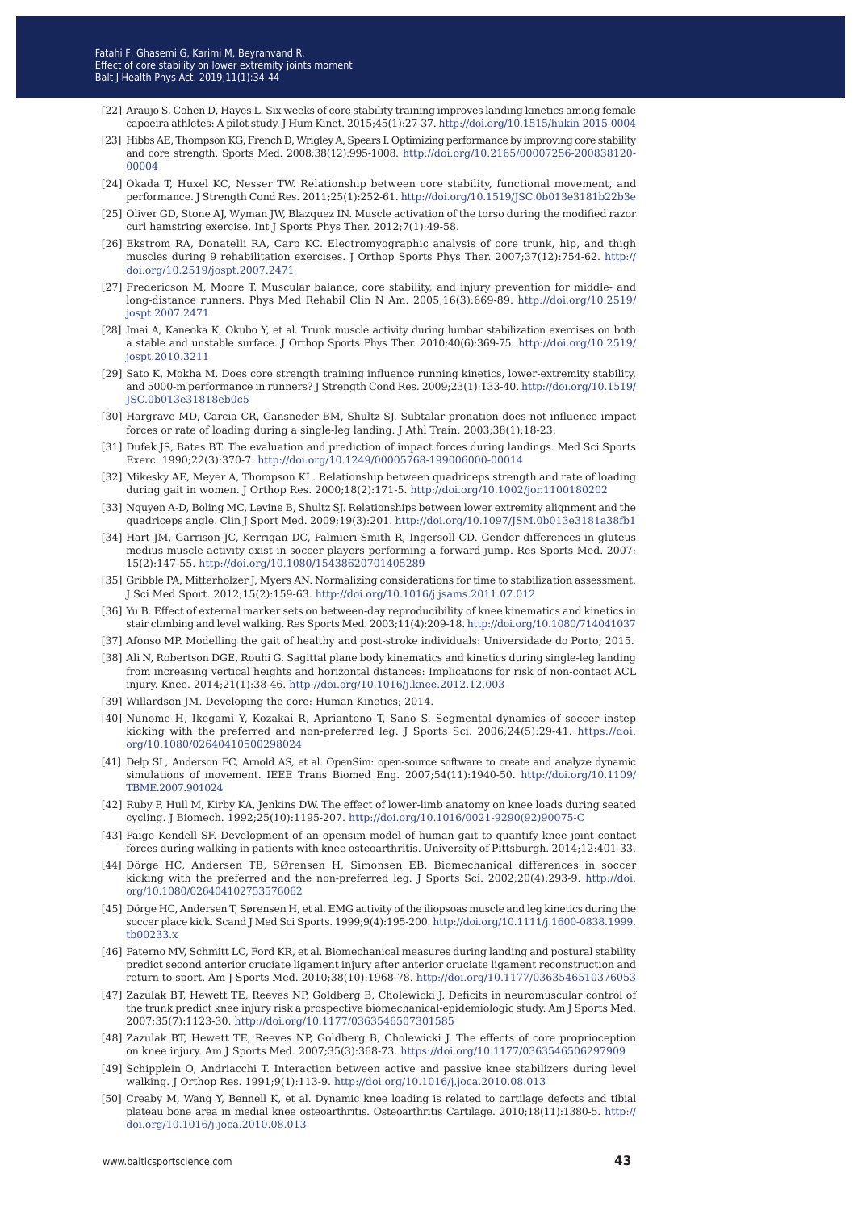[22] Araujo S, Cohen D, Hayes L. Six weeks of core stability training improves landing kinetics among female capoeira athletes: A pilot study. J Hum Kinet. 2015;45(1):27-37. http://doi.org/10.1515/hukin-2015-0004

[23] Hibbs AE, Thompson KG, French D, Wrigley A, Spears I. Optimizing performance by improving core stability and core strength. Sports Med. 2008;38(12):995-1008. http://doi.org/10.2165/00007256-200838120-00004

[24] Okada T, Huxel KC, Nesser TW. Relationship between core stability, functional movement, and performance. J Strength Cond Res. 2011;25(1):252-61. http://doi.org/10.1519/JSC.0b013e3181b22b3e

[25] Oliver GD, Stone AJ, Wyman JW, Blazquez IN. Muscle activation of the torso during the modified razor curl hamstring exercise. Int J Sports Phys Ther. 2012;7(1):49-58.

[26] Ekstrom RA, Donatelli RA, Carp KC. Electromyographic analysis of core trunk, hip, and thigh muscles during 9 rehabilitation exercises. J Orthop Sports Phys Ther. 2007;37(12):754-62. http://doi.org/10.2519/jospt.2007.2471

[27] Fredericson M, Moore T. Muscular balance, core stability, and injury prevention for middle- and long-distance runners. Phys Med Rehabil Clin N Am. 2005;16(3):669-89. http://doi.org/10.2519/jospt.2007.2471

[28] Imai A, Kaneoka K, Okubo Y, et al. Trunk muscle activity during lumbar stabilization exercises on both a stable and unstable surface. J Orthop Sports Phys Ther. 2010;40(6):369-75. http://doi.org/10.2519/jospt.2010.3211

[29] Sato K, Mokha M. Does core strength training influence running kinetics, lower-extremity stability, and 5000-m performance in runners? J Strength Cond Res. 2009;23(1):133-40. http://doi.org/10.1519/JSC.0b013e31818eb0c5

[30] Hargrave MD, Carcia CR, Gansneder BM, Shultz SJ. Subtalar pronation does not influence impact forces or rate of loading during a single-leg landing. J Athl Train. 2003;38(1):18-23.

[31] Dufek JS, Bates BT. The evaluation and prediction of impact forces during landings. Med Sci Sports Exerc. 1990;22(3):370-7. http://doi.org/10.1249/00005768-199006000-00014

[32] Mikesky AE, Meyer A, Thompson KL. Relationship between quadriceps strength and rate of loading during gait in women. J Orthop Res. 2000;18(2):171-5. http://doi.org/10.1002/jor.1100180202

[33] Nguyen A-D, Boling MC, Levine B, Shultz SJ. Relationships between lower extremity alignment and the quadriceps angle. Clin J Sport Med. 2009;19(3):201. http://doi.org/10.1097/JSM.0b013e3181a38fb1

[34] Hart JM, Garrison JC, Kerrigan DC, Palmieri-Smith R, Ingersoll CD. Gender differences in gluteus medius muscle activity exist in soccer players performing a forward jump. Res Sports Med. 2007; 15(2):147-55. http://doi.org/10.1080/15438620701405289

[35] Gribble PA, Mitterholzer J, Myers AN. Normalizing considerations for time to stabilization assessment. J Sci Med Sport. 2012;15(2):159-63. http://doi.org/10.1016/j.jsams.2011.07.012

[36] Yu B. Effect of external marker sets on between-day reproducibility of knee kinematics and kinetics in stair climbing and level walking. Res Sports Med. 2003;11(4):209-18. http://doi.org/10.1080/714041037

[37] Afonso MP. Modelling the gait of healthy and post-stroke individuals: Universidade do Porto; 2015.

[38] Ali N, Robertson DGE, Rouhi G. Sagittal plane body kinematics and kinetics during single-leg landing from increasing vertical heights and horizontal distances: Implications for risk of non-contact ACL injury. Knee. 2014;21(1):38-46. http://doi.org/10.1016/j.knee.2012.12.003

[39] Willardson JM. Developing the core: Human Kinetics; 2014.

[40] Nunome H, Ikegami Y, Kozakai R, Apriantono T, Sano S. Segmental dynamics of soccer instep kicking with the preferred and non-preferred leg. J Sports Sci. 2006;24(5):29-41. https://doi.org/10.1080/02640410500298024

[41] Delp SL, Anderson FC, Arnold AS, et al. OpenSim: open-source software to create and analyze dynamic simulations of movement. IEEE Trans Biomed Eng. 2007;54(11):1940-50. http://doi.org/10.1109/TBME.2007.901024

[42] Ruby P, Hull M, Kirby KA, Jenkins DW. The effect of lower-limb anatomy on knee loads during seated cycling. J Biomech. 1992;25(10):1195-207. http://doi.org/10.1016/0021-9290(92)90075-C

[43] Paige Kendell SF. Development of an opensim model of human gait to quantify knee joint contact forces during walking in patients with knee osteoarthritis. University of Pittsburgh. 2014;12:401-33.

[44] Dörge HC, Andersen TB, SØrensen H, Simonsen EB. Biomechanical differences in soccer kicking with the preferred and the non-preferred leg. J Sports Sci. 2002;20(4):293-9. http://doi.org/10.1080/026404102753576062

[45] Dörge HC, Andersen T, Sørensen H, et al. EMG activity of the iliopsoas muscle and leg kinetics during the soccer place kick. Scand J Med Sci Sports. 1999;9(4):195-200. http://doi.org/10.1111/j.1600-0838.1999.tb00233.x

[46] Paterno MV, Schmitt LC, Ford KR, et al. Biomechanical measures during landing and postural stability predict second anterior cruciate ligament injury after anterior cruciate ligament reconstruction and return to sport. Am J Sports Med. 2010;38(10):1968-78. http://doi.org/10.1177/0363546510376053

[47] Zazulak BT, Hewett TE, Reeves NP, Goldberg B, Cholewicki J. Deficits in neuromuscular control of the trunk predict knee injury risk a prospective biomechanical-epidemiologic study. Am J Sports Med. 2007;35(7):1123-30. http://doi.org/10.1177/0363546507301585

[48] Zazulak BT, Hewett TE, Reeves NP, Goldberg B, Cholewicki J. The effects of core proprioception on knee injury. Am J Sports Med. 2007;35(3):368-73. https://doi.org/10.1177/0363546506297909

[49] Schipplein O, Andriacchi T. Interaction between active and passive knee stabilizers during level walking. J Orthop Res. 1991;9(1):113-9. http://doi.org/10.1016/j.joca.2010.08.013

[50] Creaby M, Wang Y, Bennell K, et al. Dynamic knee loading is related to cartilage defects and tibial plateau bone area in medial knee osteoarthritis. Osteoarthritis Cartilage. 2010;18(11):1380-5. http://doi.org/10.1016/j.joca.2010.08.013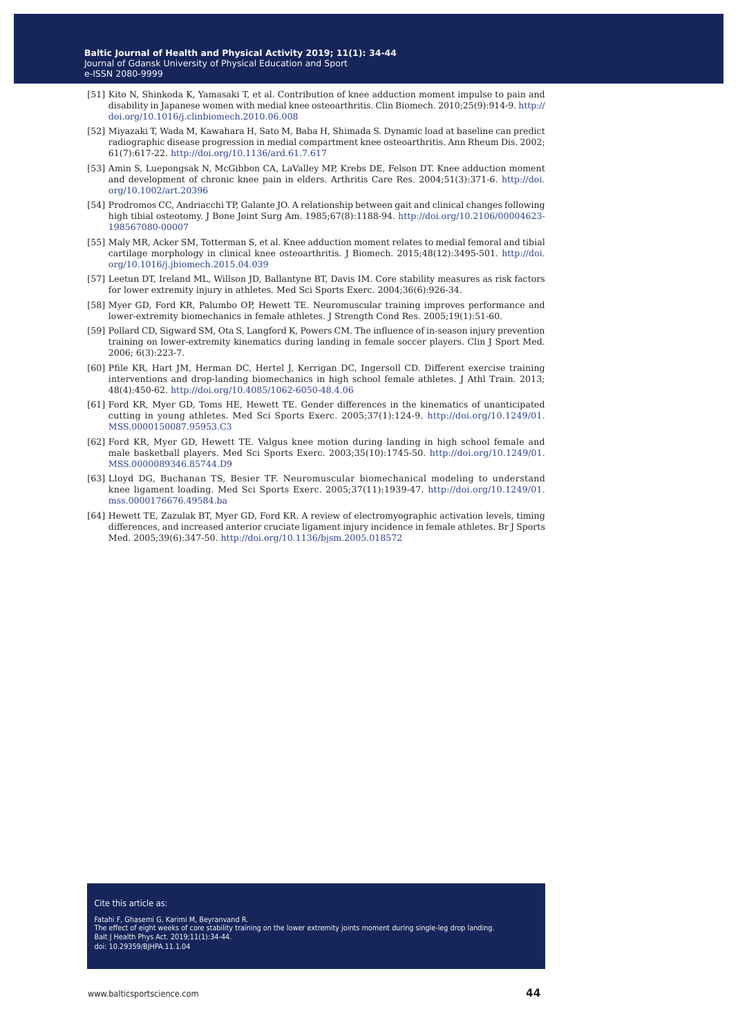[51] Kito N, Shinkoda K, Yamasaki T, et al. Contribution of knee adduction moment impulse to pain and disability in Japanese women with medial knee osteoarthritis. Clin Biomech. 2010;25(9):914-9. http://doi.org/10.1016/j.clinbiomech.2010.06.008

[52] Miyazaki T, Wada M, Kawahara H, Sato M, Baba H, Shimada S. Dynamic load at baseline can predict radiographic disease progression in medial compartment knee osteoarthritis. Ann Rheum Dis. 2002; 61(7):617-22. http://doi.org/10.1136/ard.61.7.617

[53] Amin S, Luepongsak N, McGibbon CA, LaValley MP, Krebs DE, Felson DT. Knee adduction moment and development of chronic knee pain in elders. Arthritis Care Res. 2004;51(3):371-6. http://doi.org/10.1002/art.20396

[54] Prodromos CC, Andriacchi TP, Galante JO. A relationship between gait and clinical changes following high tibial osteotomy. J Bone Joint Surg Am. 1985;67(8):1188-94. http://doi.org/10.2106/00004623-198567080-00007

[55] Maly MR, Acker SM, Totterman S, et al. Knee adduction moment relates to medial femoral and tibial cartilage morphology in clinical knee osteoarthritis. J Biomech. 2015;48(12):3495-501. http://doi.org/10.1016/j.jbiomech.2015.04.039

[57] Leetun DT, Ireland ML, Willson JD, Ballantyne BT, Davis IM. Core stability measures as risk factors for lower extremity injury in athletes. Med Sci Sports Exerc. 2004;36(6):926-34.

[58] Myer GD, Ford KR, Palumbo OP, Hewett TE. Neuromuscular training improves performance and lower-extremity biomechanics in female athletes. J Strength Cond Res. 2005;19(1):51-60.

[59] Pollard CD, Sigward SM, Ota S, Langford K, Powers CM. The influence of in-season injury prevention training on lower-extremity kinematics during landing in female soccer players. Clin J Sport Med. 2006; 6(3):223-7.

[60] Pfile KR, Hart JM, Herman DC, Hertel J, Kerrigan DC, Ingersoll CD. Different exercise training interventions and drop-landing biomechanics in high school female athletes. J Athl Train. 2013; 48(4):450-62. http://doi.org/10.4085/1062-6050-48.4.06

[61] Ford KR, Myer GD, Toms HE, Hewett TE. Gender differences in the kinematics of unanticipated cutting in young athletes. Med Sci Sports Exerc. 2005;37(1):124-9. http://doi.org/10.1249/01.MSS.0000150087.95953.C3

[62] Ford KR, Myer GD, Hewett TE. Valgus knee motion during landing in high school female and male basketball players. Med Sci Sports Exerc. 2003;35(10):1745-50. http://doi.org/10.1249/01.MSS.0000089346.85744.D9

[63] Lloyd DG, Buchanan TS, Besier TF. Neuromuscular biomechanical modeling to understand knee ligament loading. Med Sci Sports Exerc. 2005;37(11):1939-47. http://doi.org/10.1249/01.mss.0000176676.49584.ba

[64] Hewett TE, Zazulak BT, Myer GD, Ford KR. A review of electromyographic activation levels, timing differences, and increased anterior cruciate ligament injury incidence in female athletes. Br J Sports Med. 2005;39(6):347-50. http://doi.org/10.1136/bjsm.2005.018572

Cite this article as:

Fatahi F, Ghasemi G, Karimi M, Beyranvand R.
The effect of eight weeks of core stability training on the lower extremity joints moment during single-leg drop landing.
Balt J Health Phys Act. 2019;11(1):34-44.
doi: 10.29359/BJHPA.11.1.04